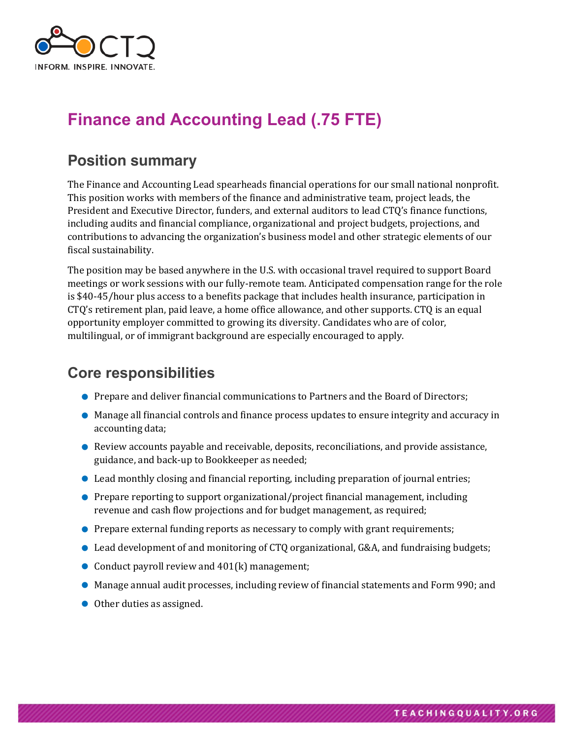CTQ

INFORM. INSPIRE. INNOVATE.

# Finance and Accounting Lead (.75 FTE)

## Position summary

The Finance and Accounting Lead spearheads financial operations for our small national nonprofit. This position works with members of the finance and administrative team, project leads, the President and Executive Director, funders, and external auditors to lead CTQ's finance functions, including audits and financial compliance, organizational and project budgets, projections, and contributions to advancing the organization's business model and other strategic elements of our fiscal sustainability.

The position may be based anywhere in the U.S. with occasional travel required to support Board meetings or work sessions with our fully-remote team. Anticipated compensation range for the role is $40-45/hour plus access to a benefits package that includes health insurance, participation in CTQ's retirement plan, paid leave, a home office allowance, and other supports. CTQ is an equal opportunity employer committed to growing its diversity. Candidates who are of color, multilingual, or of immigrant background are especially encouraged to apply.

## Core responsibilities

- Prepare and deliver financial communications to Partners and the Board of Directors;
- Manage all financial controls and finance process updates to ensure integrity and accuracy in accounting data;
- Review accounts payable and receivable, deposits, reconciliations, and provide assistance, guidance, and back-up to Bookkeeper as needed;
- Lead monthly closing and financial reporting, including preparation of journal entries;
- Prepare reporting to support organizational/project financial management, including revenue and cash flow projections and for budget management, as required;
- Prepare external funding reports as necessary to comply with grant requirements;
- Lead development of and monitoring of CTQ organizational, G&A, and fundraising budgets;
- Conduct payroll review and 401(k) management;
- Manage annual audit processes, including review of financial statements and Form 990; and
- Other duties as assigned.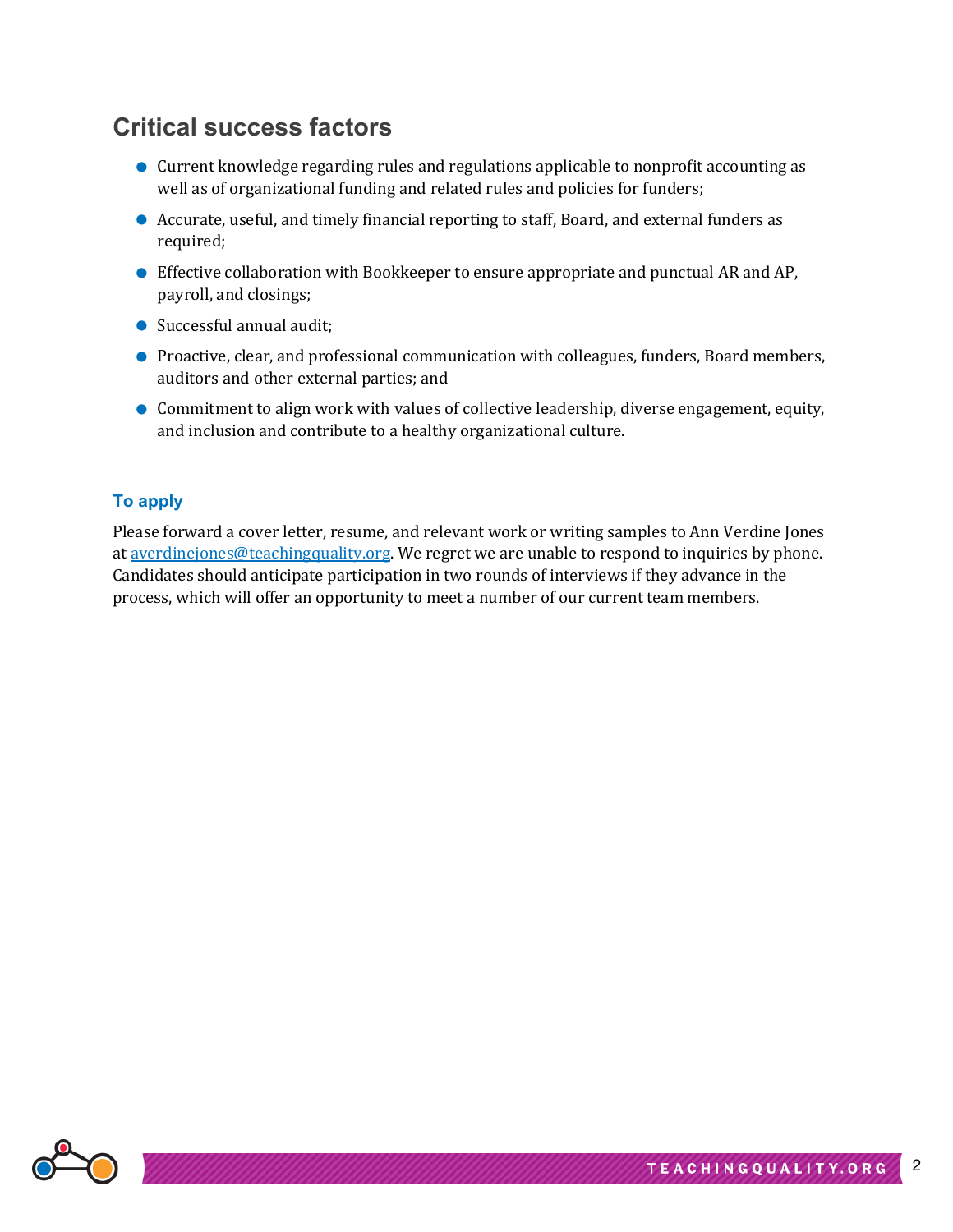## Critical success factors

- Current knowledge regarding rules and regulations applicable to nonprofit accounting as well as of organizational funding and related rules and policies for funders;
- Accurate, useful, and timely financial reporting to staff, Board, and external funders as required;
- Effective collaboration with Bookkeeper to ensure appropriate and punctual AR and AP, payroll, and closings;
- Successful annual audit;
- Proactive, clear, and professional communication with colleagues, funders, Board members, auditors and other external parties; and
- Commitment to align work with values of collective leadership, diverse engagement, equity, and inclusion and contribute to a healthy organizational culture.

### To apply

Please forward a cover letter, resume, and relevant work or writing samples to Ann Verdine Jones at averdinejones@teachingquality.org. We regret we are unable to respond to inquiries by phone. Candidates should anticipate participation in two rounds of interviews if they advance in the process, which will offer an opportunity to meet a number of our current team members.